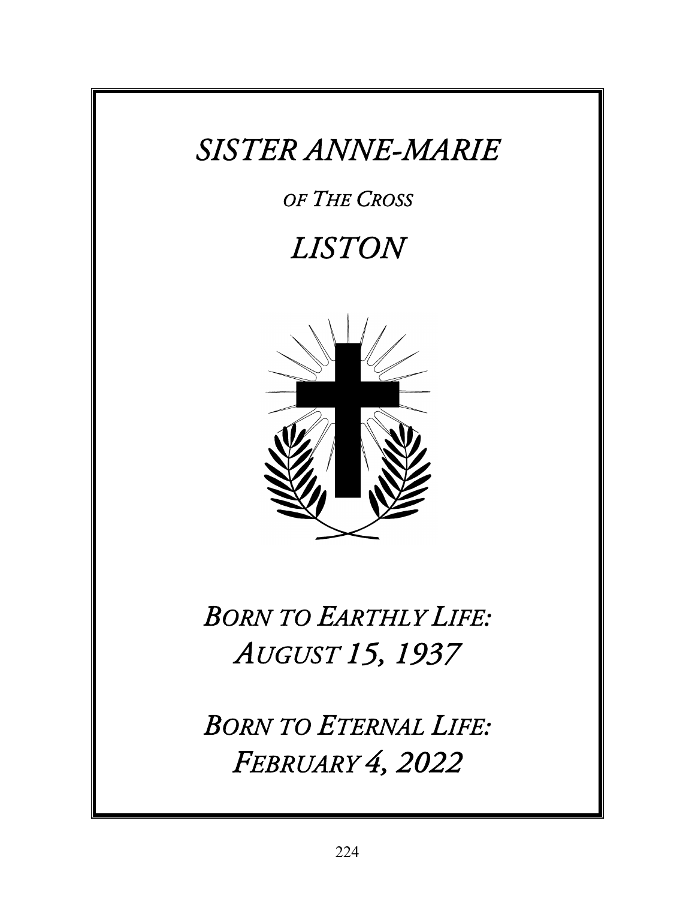# *SISTER ANNE-MARIE*

*OF THE CROSS*

# *LISTON*

*BORN TO EARTHLY LIFE:*
*AUGUST 15, 1937*

*BORN TO ETERNAL LIFE:*
*FEBRUARY 4, 2022*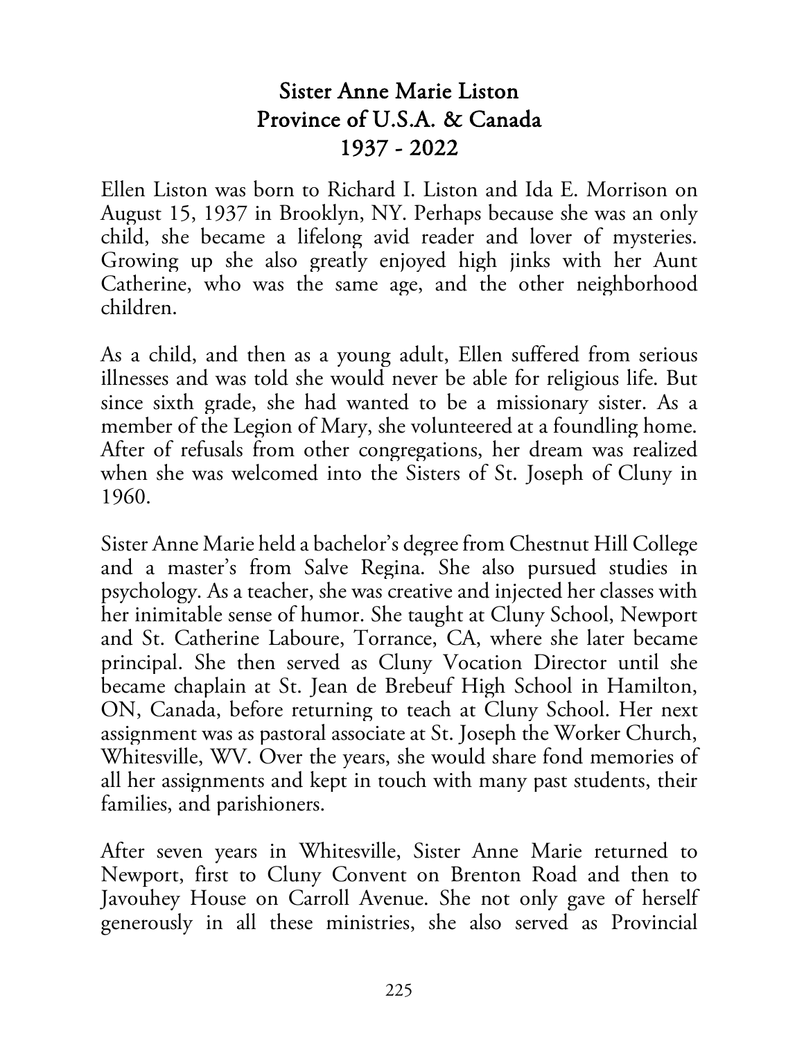# Sister Anne Marie Liston
## Province of U.S.A. & Canada
## 1937 - 2022

Ellen Liston was born to Richard I. Liston and Ida E. Morrison on August 15, 1937 in Brooklyn, NY. Perhaps because she was an only child, she became a lifelong avid reader and lover of mysteries. Growing up she also greatly enjoyed high jinks with her Aunt Catherine, who was the same age, and the other neighborhood children.

As a child, and then as a young adult, Ellen suffered from serious illnesses and was told she would never be able for religious life. But since sixth grade, she had wanted to be a missionary sister. As a member of the Legion of Mary, she volunteered at a foundling home. After of refusals from other congregations, her dream was realized when she was welcomed into the Sisters of St. Joseph of Cluny in 1960.

Sister Anne Marie held a bachelor's degree from Chestnut Hill College and a master's from Salve Regina. She also pursued studies in psychology. As a teacher, she was creative and injected her classes with her inimitable sense of humor. She taught at Cluny School, Newport and St. Catherine Laboure, Torrance, CA, where she later became principal. She then served as Cluny Vocation Director until she became chaplain at St. Jean de Brebeuf High School in Hamilton, ON, Canada, before returning to teach at Cluny School. Her next assignment was as pastoral associate at St. Joseph the Worker Church, Whitesville, WV. Over the years, she would share fond memories of all her assignments and kept in touch with many past students, their families, and parishioners.

After seven years in Whitesville, Sister Anne Marie returned to Newport, first to Cluny Convent on Brenton Road and then to Javouhey House on Carroll Avenue. She not only gave of herself generously in all these ministries, she also served as Provincial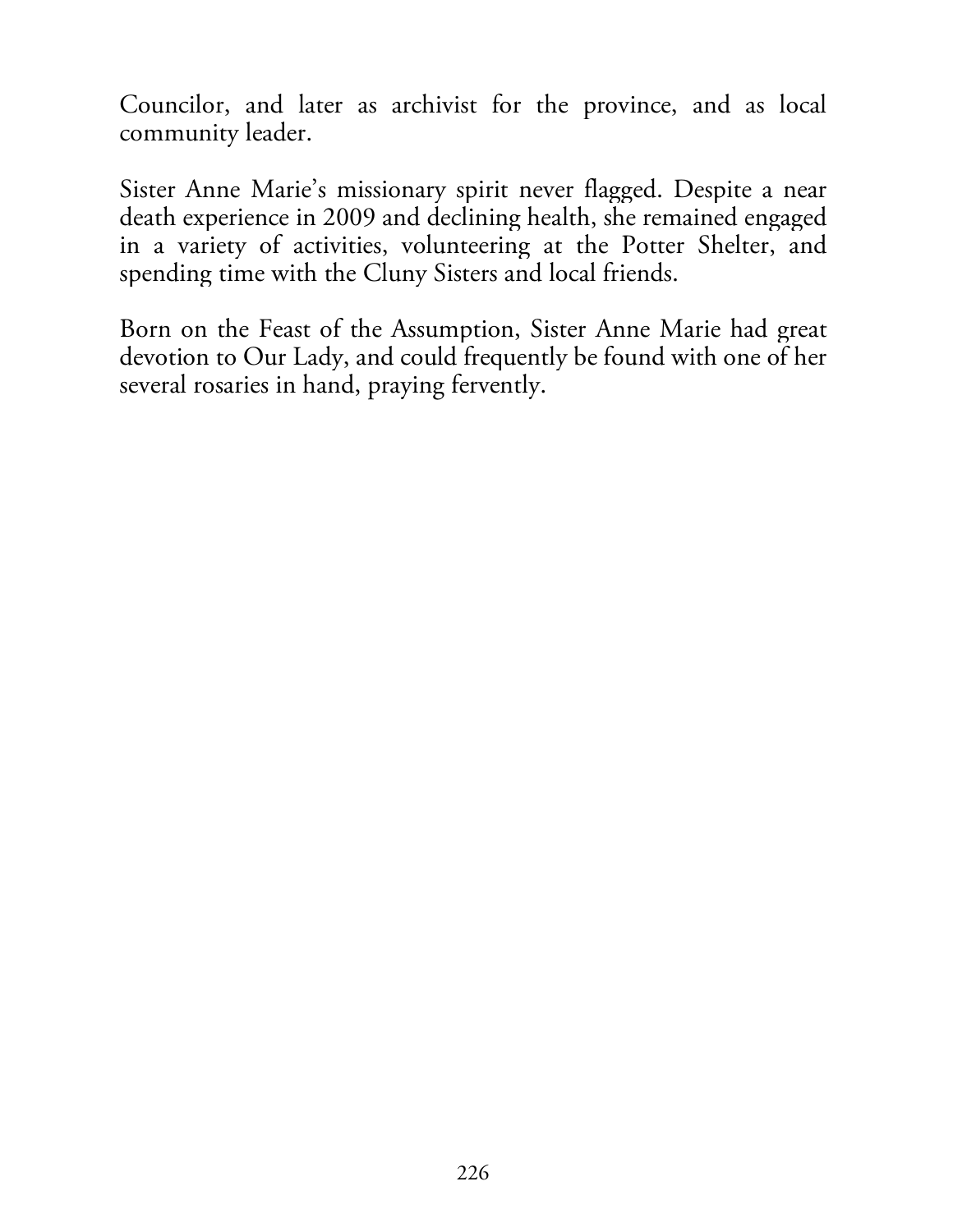Councilor, and later as archivist for the province, and as local community leader.

Sister Anne Marie's missionary spirit never flagged. Despite a near death experience in 2009 and declining health, she remained engaged in a variety of activities, volunteering at the Potter Shelter, and spending time with the Cluny Sisters and local friends.

Born on the Feast of the Assumption, Sister Anne Marie had great devotion to Our Lady, and could frequently be found with one of her several rosaries in hand, praying fervently.